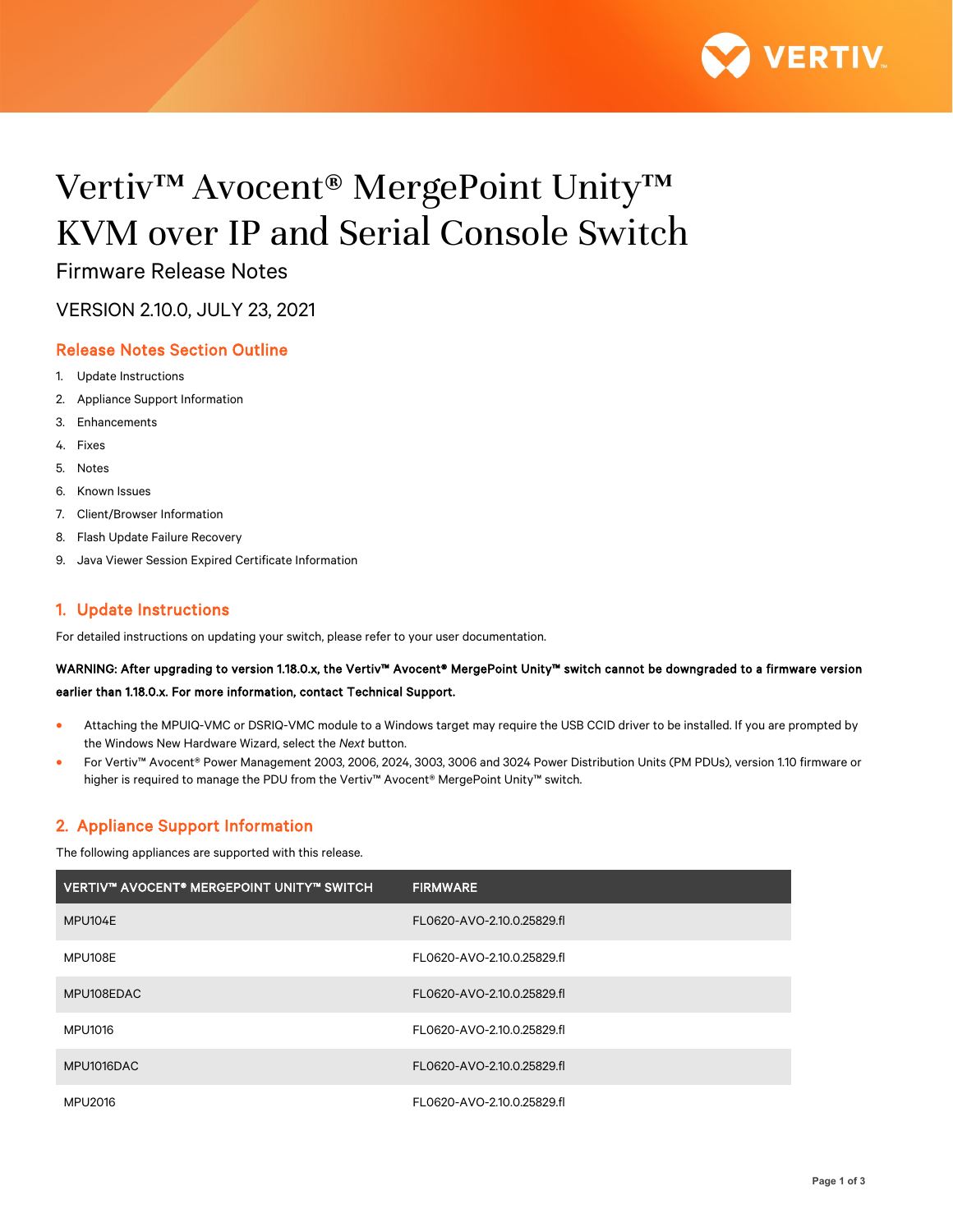# Vertiv™ Avocent® MergePoint Unity™ KVM over IP and Serial Console Switch

Firmware Release Notes

VERSION 2.10.0, JULY 23, 2021

## Release Notes Section Outline

1. Update Instructions
2. Appliance Support Information
3. Enhancements
4. Fixes
5. Notes
6. Known Issues
7. Client/Browser Information
8. Flash Update Failure Recovery
9. Java Viewer Session Expired Certificate Information

## 1. Update Instructions

For detailed instructions on updating your switch, please refer to your user documentation.

**WARNING: After upgrading to version 1.18.0.x, the Vertiv™ Avocent® MergePoint Unity™ switch cannot be downgraded to a firmware version earlier than 1.18.0.x. For more information, contact Technical Support.**

- Attaching the MPUIQ-VMC or DSRIQ-VMC module to a Windows target may require the USB CCID driver to be installed. If you are prompted by the Windows New Hardware Wizard, select the *Next* button.
- For Vertiv™ Avocent® Power Management 2003, 2006, 2024, 3003, 3006 and 3024 Power Distribution Units (PM PDUs), version 1.10 firmware or higher is required to manage the PDU from the Vertiv™ Avocent® MergePoint Unity™ switch.

## 2. Appliance Support Information

The following appliances are supported with this release.

| VERTIV™ AVOCENT® MERGEPOINT UNITY™ SWITCH | FIRMWARE |
| --- | --- |
| MPU104E | FL0620-AVO-2.10.0.25829.fl |
| MPU108E | FL0620-AVO-2.10.0.25829.fl |
| MPU108EDAC | FL0620-AVO-2.10.0.25829.fl |
| MPU1016 | FL0620-AVO-2.10.0.25829.fl |
| MPU1016DAC | FL0620-AVO-2.10.0.25829.fl |
| MPU2016 | FL0620-AVO-2.10.0.25829.fl |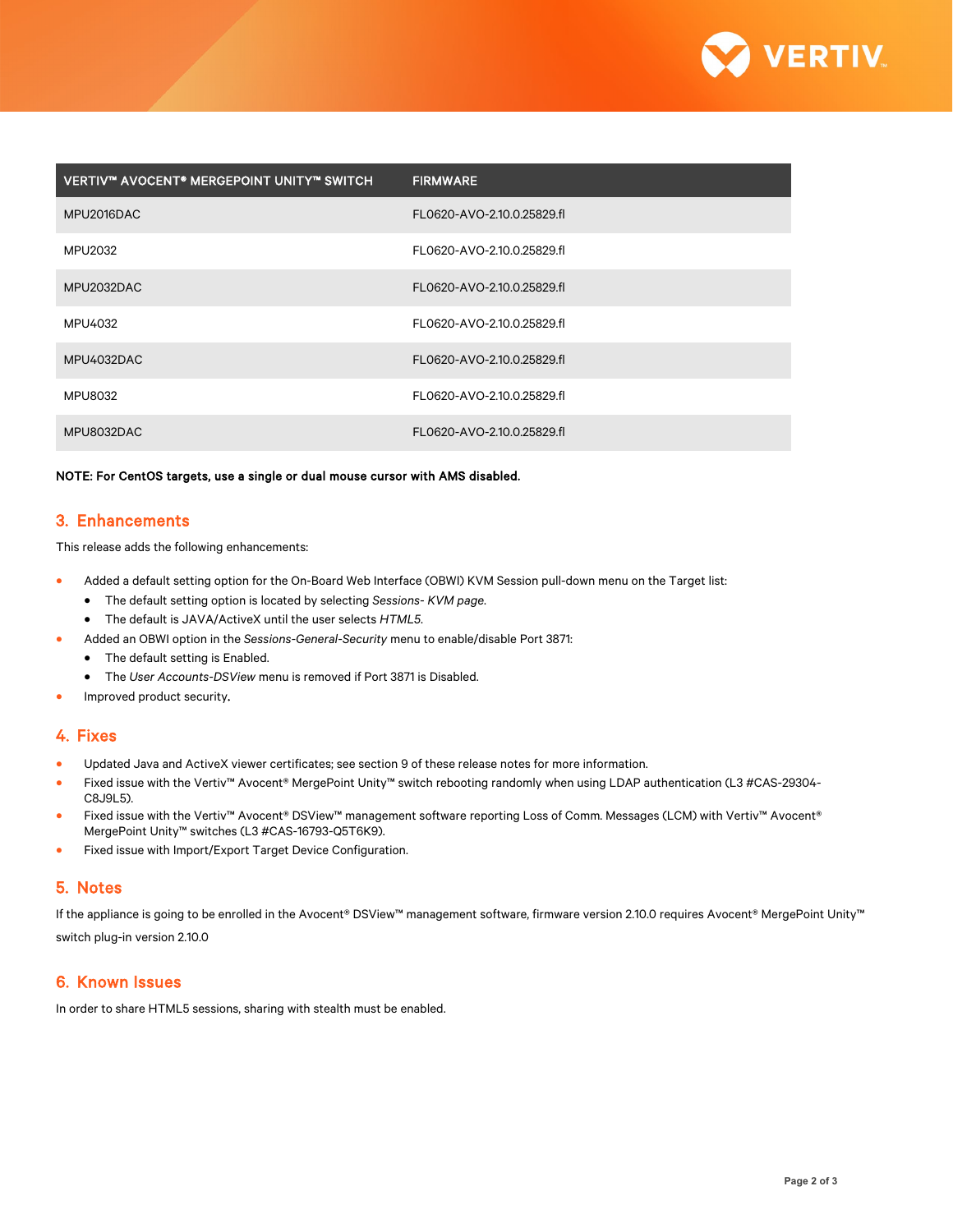| VERTIV™ AVOCENT® MERGEPOINT UNITY™ SWITCH | FIRMWARE |
|---|---|
| MPU2016DAC | FL0620-AVO-2.10.0.25829.fl |
| MPU2032 | FL0620-AVO-2.10.0.25829.fl |
| MPU2032DAC | FL0620-AVO-2.10.0.25829.fl |
| MPU4032 | FL0620-AVO-2.10.0.25829.fl |
| MPU4032DAC | FL0620-AVO-2.10.0.25829.fl |
| MPU8032 | FL0620-AVO-2.10.0.25829.fl |
| MPU8032DAC | FL0620-AVO-2.10.0.25829.fl |

**NOTE: For CentOS targets, use a single or dual mouse cursor with AMS disabled.**

## 3. Enhancements

This release adds the following enhancements:

- Added a default setting option for the On-Board Web Interface (OBWI) KVM Session pull-down menu on the Target list:
  - The default setting option is located by selecting *Sessions- KVM page*.
  - The default is JAVA/ActiveX until the user selects *HTML5*.
- Added an OBWI option in the *Sessions-General-Security* menu to enable/disable Port 3871:
  - The default setting is Enabled.
  - The *User Accounts-DSView* menu is removed if Port 3871 is Disabled.
- Improved product security.

## 4. Fixes

- Updated Java and ActiveX viewer certificates; see section 9 of these release notes for more information.
- Fixed issue with the Vertiv™ Avocent® MergePoint Unity™ switch rebooting randomly when using LDAP authentication (L3 #CAS-29304-C8J9L5).
- Fixed issue with the Vertiv™ Avocent® DSView™ management software reporting Loss of Comm. Messages (LCM) with Vertiv™ Avocent® MergePoint Unity™ switches (L3 #CAS-16793-Q5T6K9).
- Fixed issue with Import/Export Target Device Configuration.

## 5. Notes

If the appliance is going to be enrolled in the Avocent® DSView™ management software, firmware version 2.10.0 requires Avocent® MergePoint Unity™ switch plug-in version 2.10.0

## 6. Known Issues

In order to share HTML5 sessions, sharing with stealth must be enabled.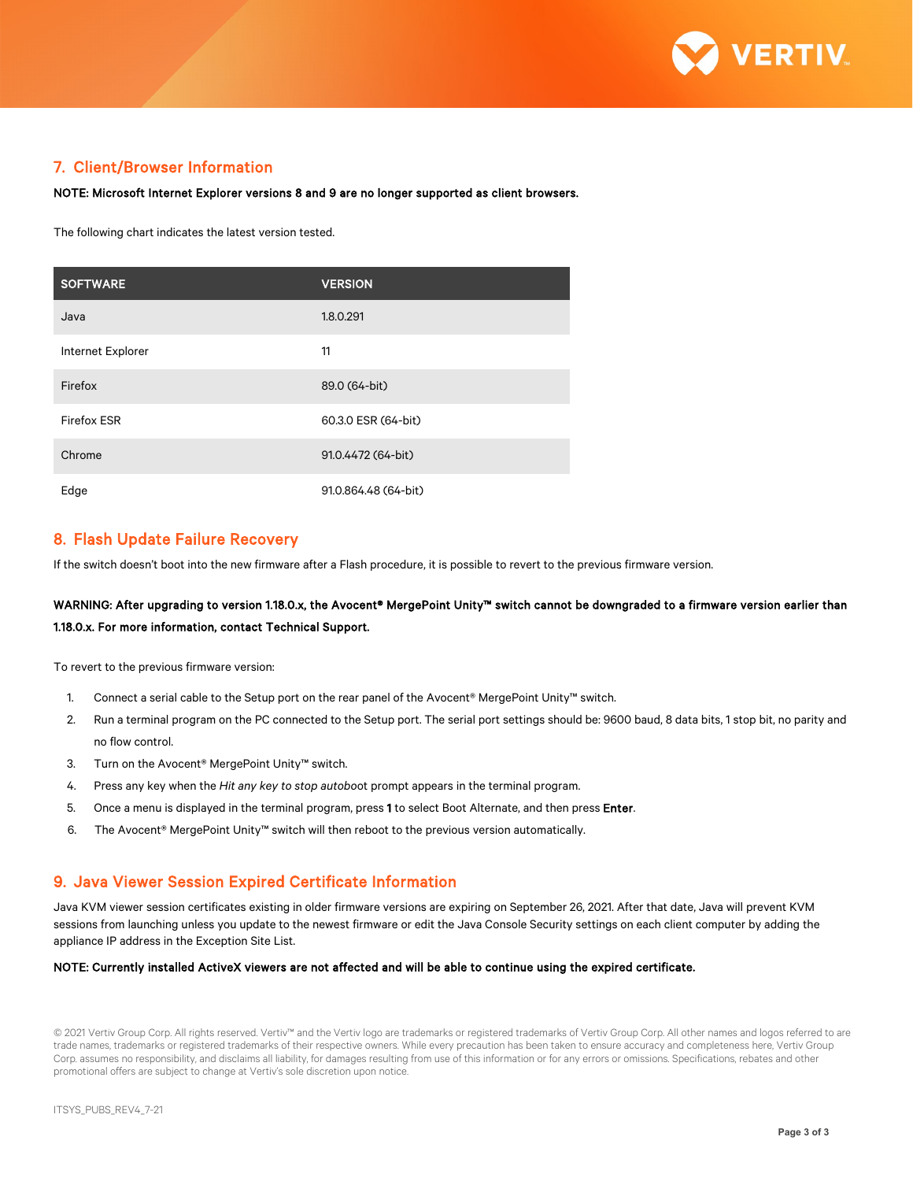## 7. Client/Browser Information

**NOTE: Microsoft Internet Explorer versions 8 and 9 are no longer supported as client browsers.**

The following chart indicates the latest version tested.

| SOFTWARE | VERSION |
|---|---|
| Java | 1.8.0.291 |
| Internet Explorer | 11 |
| Firefox | 89.0 (64-bit) |
| Firefox ESR | 60.3.0 ESR (64-bit) |
| Chrome | 91.0.4472 (64-bit) |
| Edge | 91.0.864.48 (64-bit) |

## 8. Flash Update Failure Recovery

If the switch doesn't boot into the new firmware after a Flash procedure, it is possible to revert to the previous firmware version.

**WARNING: After upgrading to version 1.18.0.x, the Avocent® MergePoint Unity™ switch cannot be downgraded to a firmware version earlier than 1.18.0.x. For more information, contact Technical Support.**

To revert to the previous firmware version:

1. Connect a serial cable to the Setup port on the rear panel of the Avocent® MergePoint Unity™ switch.
2. Run a terminal program on the PC connected to the Setup port. The serial port settings should be: 9600 baud, 8 data bits, 1 stop bit, no parity and no flow control.
3. Turn on the Avocent® MergePoint Unity™ switch.
4. Press any key when the *Hit any key to stop autoboot* prompt appears in the terminal program.
5. Once a menu is displayed in the terminal program, press **1** to select Boot Alternate, and then press **Enter**.
6. The Avocent® MergePoint Unity™ switch will then reboot to the previous version automatically.

## 9. Java Viewer Session Expired Certificate Information

Java KVM viewer session certificates existing in older firmware versions are expiring on September 26, 2021. After that date, Java will prevent KVM sessions from launching unless you update to the newest firmware or edit the Java Console Security settings on each client computer by adding the appliance IP address in the Exception Site List.

**NOTE: Currently installed ActiveX viewers are not affected and will be able to continue using the expired certificate.**

© 2021 Vertiv Group Corp. All rights reserved. Vertiv™ and the Vertiv logo are trademarks or registered trademarks of Vertiv Group Corp. All other names and logos referred to are trade names, trademarks or registered trademarks of their respective owners. While every precaution has been taken to ensure accuracy and completeness here, Vertiv Group Corp. assumes no responsibility, and disclaims all liability, for damages resulting from use of this information or for any errors or omissions. Specifications, rebates and other promotional offers are subject to change at Vertiv's sole discretion upon notice.

ITSYS_PUBS_REV4_7-21